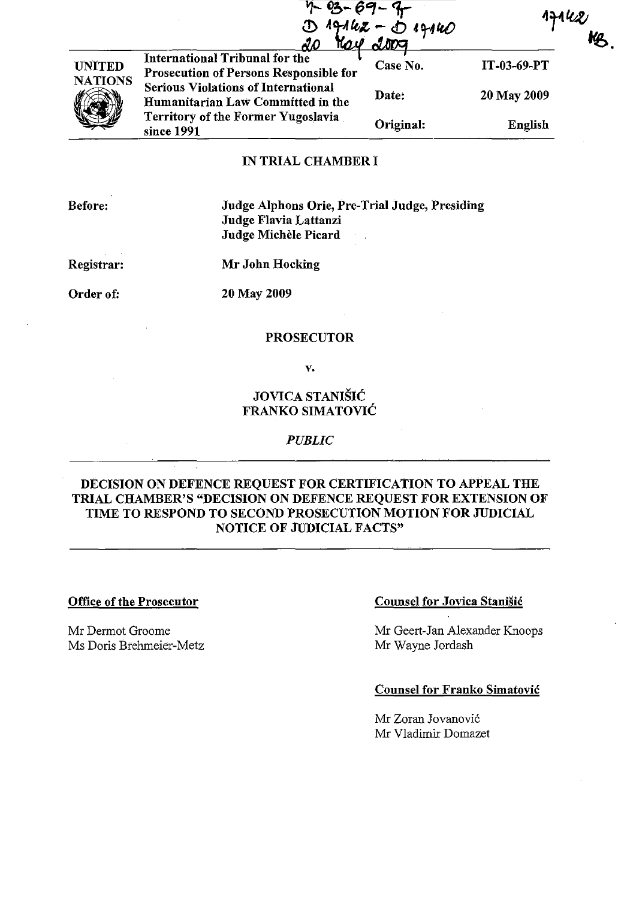IT-03-69-T
D 17142 - D 17140
20 May 2009

17142
HB.

| UNITED NATIONS | International Tribunal for the Prosecution of Persons Responsible for Serious Violations of International Humanitarian Law Committed in the Territory of the Former Yugoslavia since 1991 | Case No. | IT-03-69-PT |
|---|---|---|---|
| | | Date: | 20 May 2009 |
| | | Original: | English |

## IN TRIAL CHAMBER I

**Before:** Judge Alphons Orie, Pre-Trial Judge, Presiding
Judge Flavia Lattanzi
Judge Michèle Picard

**Registrar:** Mr John Hocking

**Order of:** 20 May 2009

## PROSECUTOR

**v.**

## JOVICA STANIŠIĆ
## FRANKO SIMATOVIĆ

*PUBLIC*

---

# DECISION ON DEFENCE REQUEST FOR CERTIFICATION TO APPEAL THE TRIAL CHAMBER'S "DECISION ON DEFENCE REQUEST FOR EXTENSION OF TIME TO RESPOND TO SECOND PROSECUTION MOTION FOR JUDICIAL NOTICE OF JUDICIAL FACTS"

---

**Office of the Prosecutor**

Mr Dermot Groome
Ms Doris Brehmeier-Metz

**Counsel for Jovica Stanišić**

Mr Geert-Jan Alexander Knoops
Mr Wayne Jordash

**Counsel for Franko Simatović**

Mr Zoran Jovanović
Mr Vladimir Domazet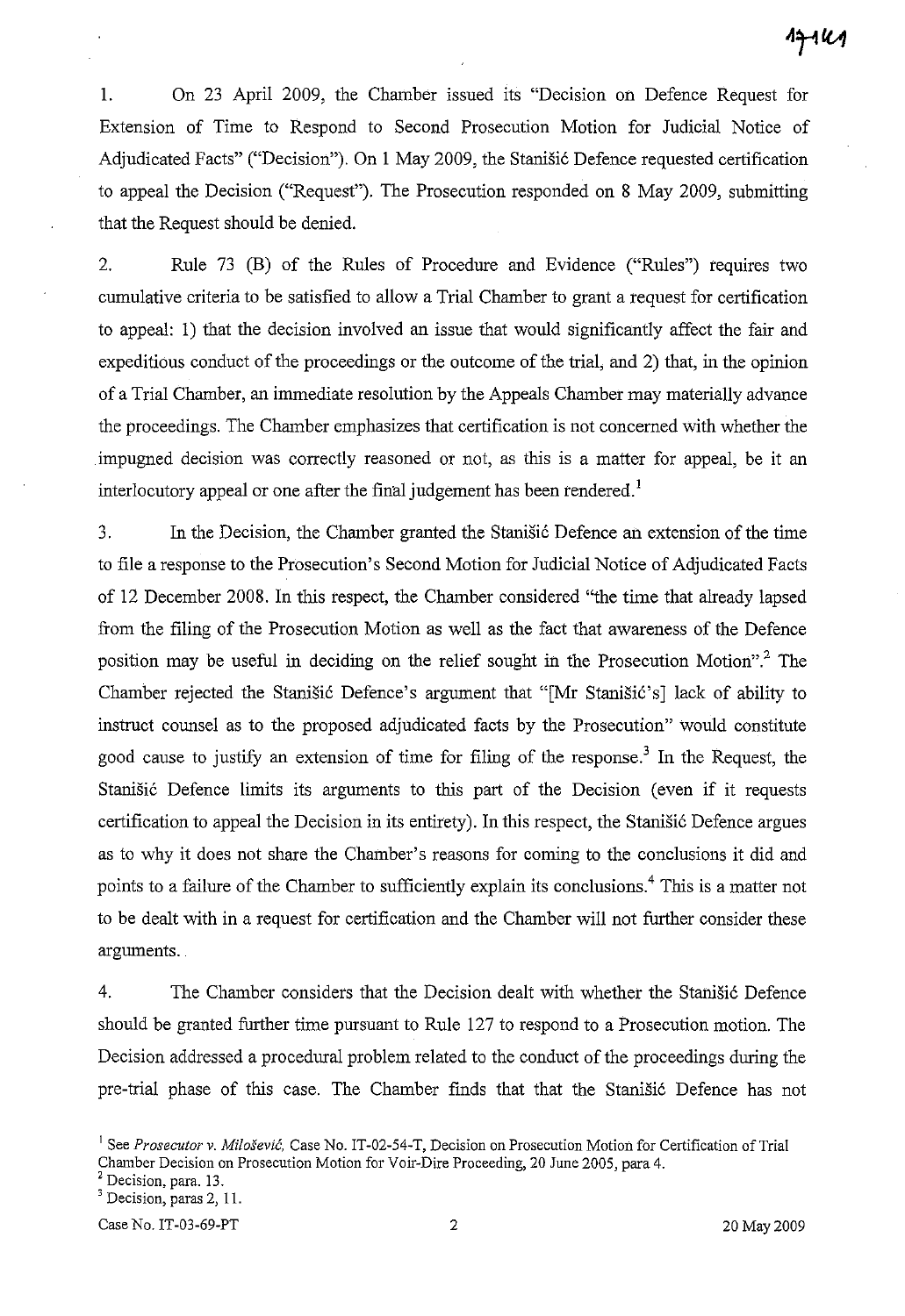1. On 23 April 2009, the Chamber issued its "Decision on Defence Request for Extension of Time to Respond to Second Prosecution Motion for Judicial Notice of Adjudicated Facts" ("Decision"). On 1 May 2009, the Stanišić Defence requested certification to appeal the Decision ("Request"). The Prosecution responded on 8 May 2009, submitting that the Request should be denied.

2. Rule 73 (B) of the Rules of Procedure and Evidence ("Rules") requires two cumulative criteria to be satisfied to allow a Trial Chamber to grant a request for certification to appeal: 1) that the decision involved an issue that would significantly affect the fair and expeditious conduct of the proceedings or the outcome of the trial, and 2) that, in the opinion of a Trial Chamber, an immediate resolution by the Appeals Chamber may materially advance the proceedings. The Chamber emphasizes that certification is not concerned with whether the impugned decision was correctly reasoned or not, as this is a matter for appeal, be it an interlocutory appeal or one after the final judgement has been rendered.[1]

3. In the Decision, the Chamber granted the Stanišić Defence an extension of the time to file a response to the Prosecution's Second Motion for Judicial Notice of Adjudicated Facts of 12 December 2008. In this respect, the Chamber considered "the time that already lapsed from the filing of the Prosecution Motion as well as the fact that awareness of the Defence position may be useful in deciding on the relief sought in the Prosecution Motion".[2] The Chamber rejected the Stanišić Defence's argument that "[Mr Stanišić's] lack of ability to instruct counsel as to the proposed adjudicated facts by the Prosecution" would constitute good cause to justify an extension of time for filing of the response.[3] In the Request, the Stanišić Defence limits its arguments to this part of the Decision (even if it requests certification to appeal the Decision in its entirety). In this respect, the Stanišić Defence argues as to why it does not share the Chamber's reasons for coming to the conclusions it did and points to a failure of the Chamber to sufficiently explain its conclusions.[4] This is a matter not to be dealt with in a request for certification and the Chamber will not further consider these arguments.

4. The Chamber considers that the Decision dealt with whether the Stanišić Defence should be granted further time pursuant to Rule 127 to respond to a Prosecution motion. The Decision addressed a procedural problem related to the conduct of the proceedings during the pre-trial phase of this case. The Chamber finds that that the Stanišić Defence has not

---

[1] See *Prosecutor v. Milošević*, Case No. IT-02-54-T, Decision on Prosecution Motion for Certification of Trial Chamber Decision on Prosecution Motion for Voir-Dire Proceeding, 20 June 2005, para 4.

[2] Decision, para. 13.

[3] Decision, paras 2, 11.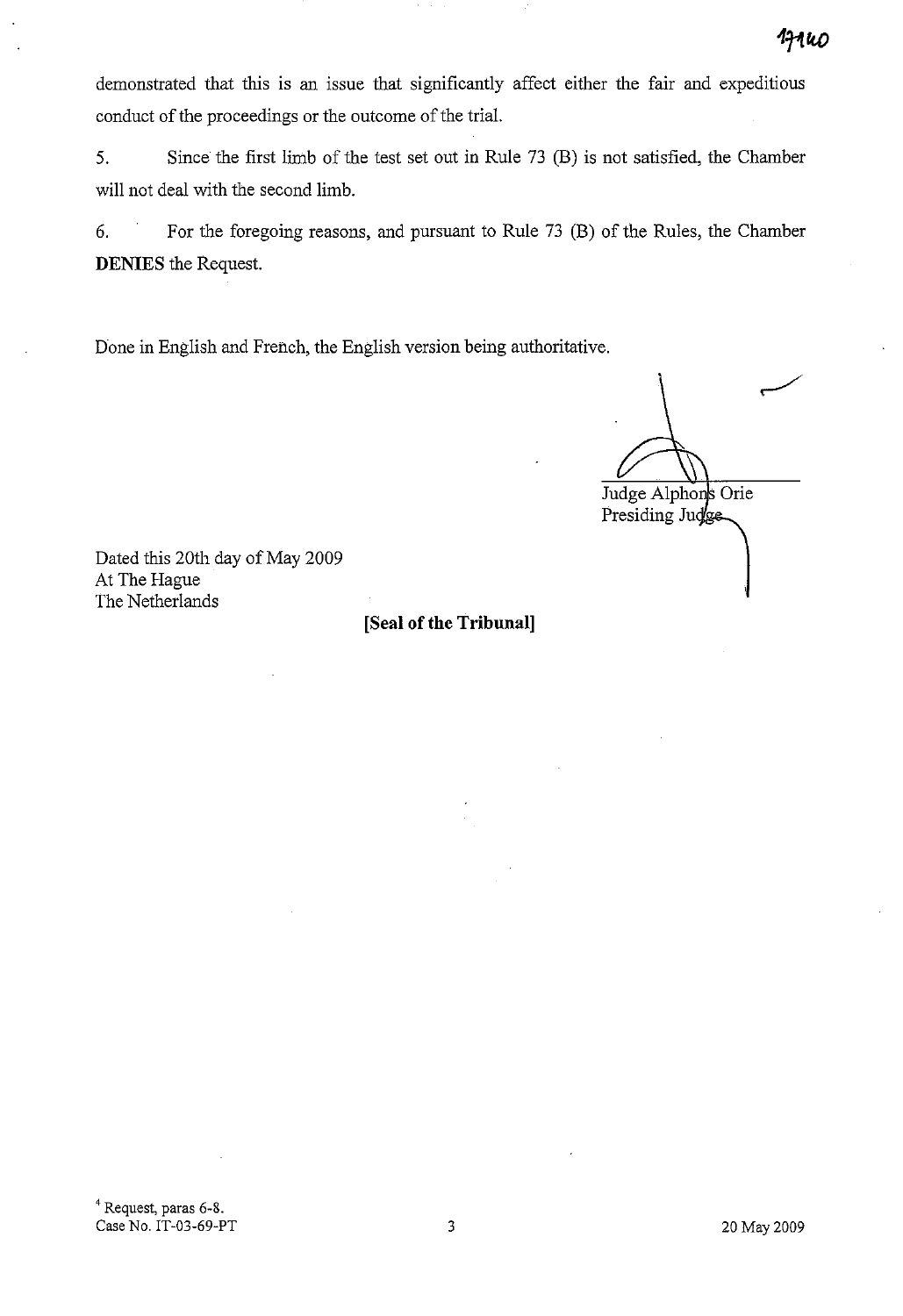demonstrated that this is an issue that significantly affect either the fair and expeditious conduct of the proceedings or the outcome of the trial.

5. Since the first limb of the test set out in Rule 73 (B) is not satisfied, the Chamber will not deal with the second limb.

6. For the foregoing reasons, and pursuant to Rule 73 (B) of the Rules, the Chamber **DENIES** the Request.

Done in English and French, the English version being authoritative.

Judge Alphons Orie
Presiding Judge

Dated this 20th day of May 2009
At The Hague
The Netherlands

**[Seal of the Tribunal]**

[4] Request, paras 6-8.

Case No. IT-03-69-PT 20 May 2009